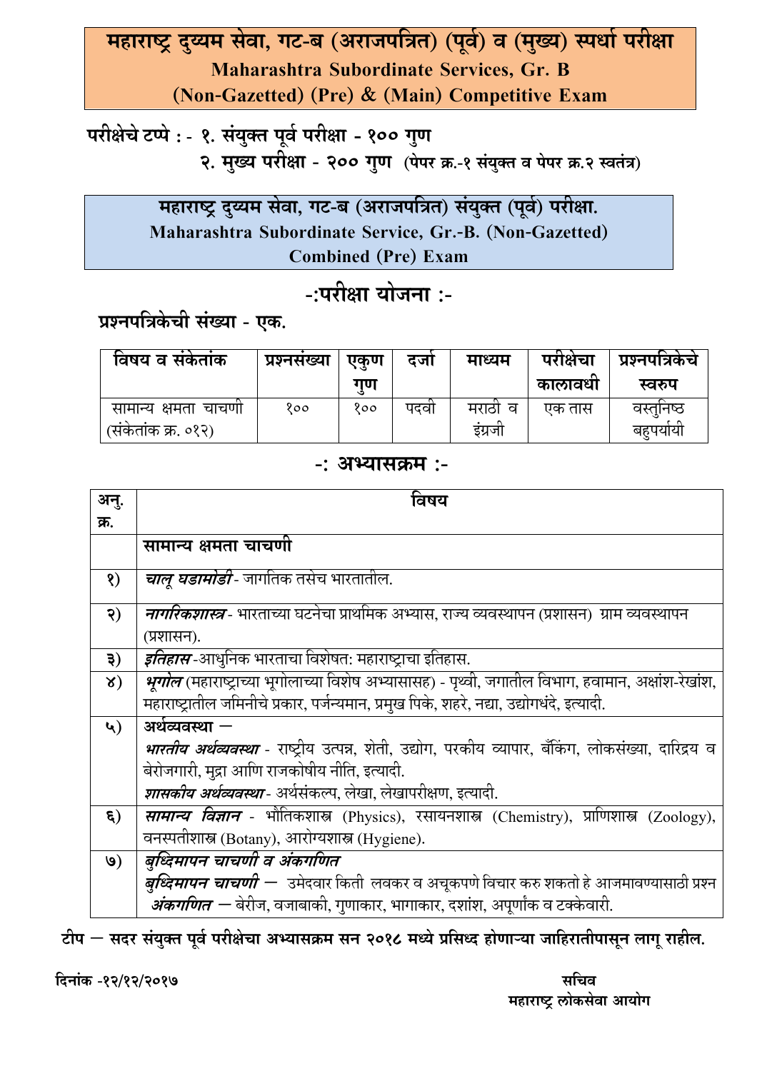# महाराष्ट्र दुय्यम सेवा, गट-ब (अराजपत्रित) (पूर्व) व (मुख्य) स्पर्धा परीक्षा
## Maharashtra Subordinate Services, Gr. B (Non-Gazetted) (Pre) & (Main) Competitive Exam

**परीक्षेचे टप्पे :- १. संयुक्त पूर्व परीक्षा - १०० गुण**
**२. मुख्य परीक्षा - २०० गुण** (पेपर क्र.-१ संयुक्त व पेपर क्र.२ स्वतंत्र)

## महाराष्ट्र दुय्यम सेवा, गट-ब (अराजपत्रित) संयुक्त (पूर्व) परीक्षा.
### Maharashtra Subordinate Service, Gr.-B. (Non-Gazetted) Combined (Pre) Exam

## -:परीक्षा योजना :-

**प्रश्नपत्रिकेची संख्या - एक.**

| विषय व संकेतांक | प्रश्नसंख्या | एकुण गुण | दर्जा | माध्यम | परीक्षेचा कालावधी | प्रश्नपत्रिकेचे स्वरुप |
|---|---|---|---|---|---|---|
| सामान्य क्षमता चाचणी (संकेतांक क्र. ०१२) | १०० | १०० | पदवी | मराठी व इंग्रजी | एक तास | वस्तुनिष्ठ बहुपर्यायी |

## -: अभ्यासक्रम :-

| अनु. क्र. | विषय |
|---|---|
| | **सामान्य क्षमता चाचणी** |
| १) | ***चालू घडामोडी***- जागतिक तसेच भारतातील. |
| २) | ***नागरिकशास्त्र***- भारताच्या घटनेचा प्राथमिक अभ्यास, राज्य व्यवस्थापन (प्रशासन) ग्राम व्यवस्थापन (प्रशासन). |
| ३) | ***इतिहास***-आधुनिक भारताचा विशेषत: महाराष्ट्राचा इतिहास. |
| ४) | ***भूगोल*** (महाराष्ट्राच्या भूगोलाच्या विशेष अभ्यासासह) - पृथ्वी, जगातील विभाग, हवामान, अक्षांश-रेखांश, महाराष्ट्रातील जमिनीचे प्रकार, पर्जन्यमान, प्रमुख पिके, शहरे, नद्या, उद्योगधंदे, इत्यादी. |
| ५) | **अर्थव्यवस्था –** <br> ***भारतीय अर्थव्यवस्था*** - राष्ट्रीय उत्पन्न, शेती, उद्योग, परकीय व्यापार, बँकिंग, लोकसंख्या, दारिद्र्य व बेरोजगारी, मुद्रा आणि राजकोषीय नीति, इत्यादी. <br> ***शासकीय अर्थव्यवस्था***- अर्थसंकल्प, लेखा, लेखापरीक्षण, इत्यादी. |
| ६) | ***सामान्य विज्ञान*** - भौतिकशास्त्र (Physics), रसायनशास्त्र (Chemistry), प्राणिशास्त्र (Zoology), वनस्पतीशास्त्र (Botany), आरोग्यशास्त्र (Hygiene). |
| ७) | ***बुध्दिमापन चाचणी व अंकगणित*** <br> ***बुध्दिमापन चाचणी*** – उमेदवार किती लवकर व अचूकपणे विचार करु शकतो हे आजमावण्यासाठी प्रश्न <br> ***अंकगणित*** – बेरीज, वजाबाकी, गुणाकार, भागाकार, दशांश, अपूर्णांक व टक्केवारी. |

**टीप – सदर संयुक्त पूर्व परीक्षेचा अभ्यासक्रम सन २०१८ मध्ये प्रसिध्द होणाऱ्या जाहिरातीपासून लागू राहील.**

**दिनांक -१२/१२/२०१७**

**सचिव**
**महाराष्ट्र लोकसेवा आयोग**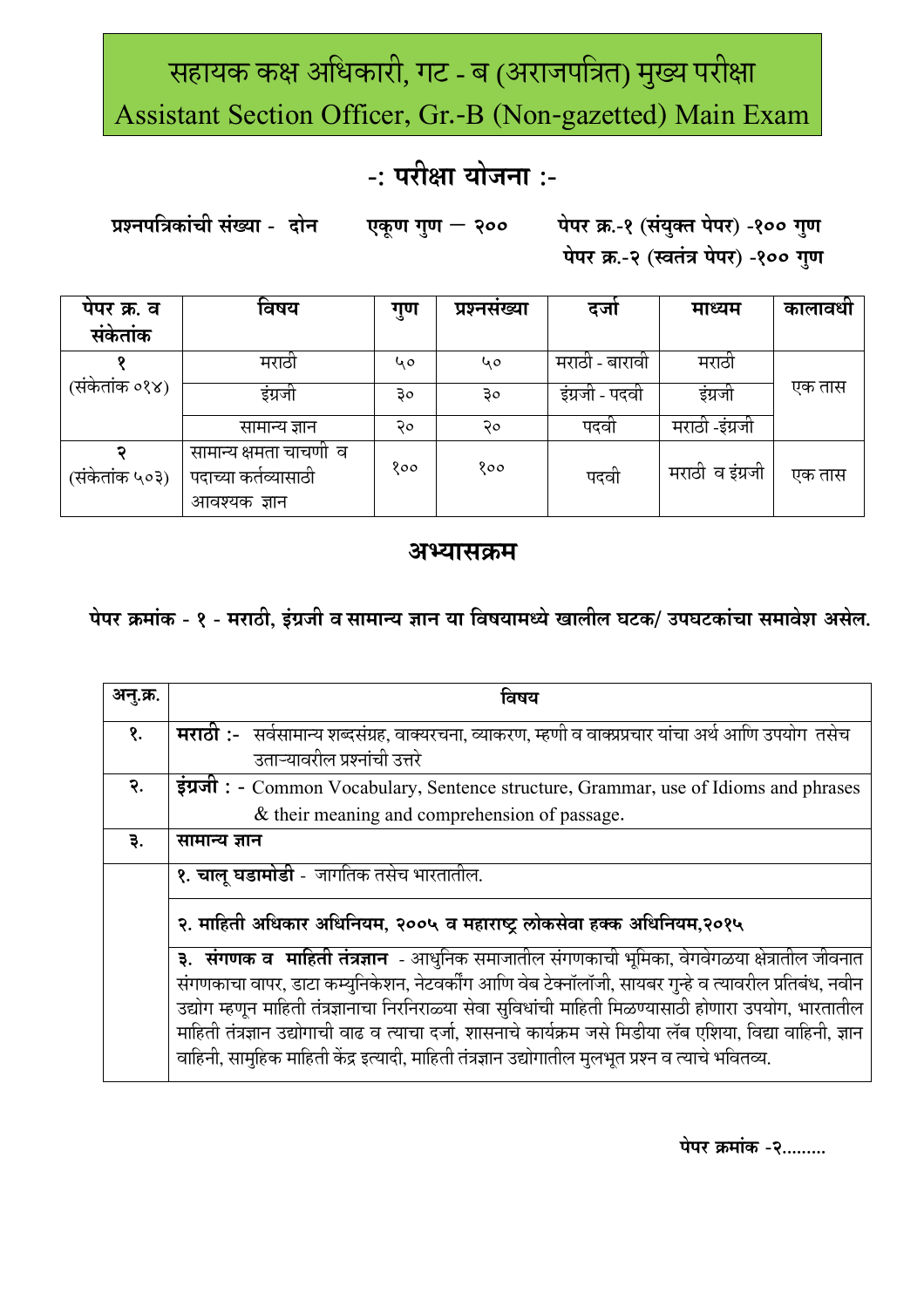# सहायक कक्ष अधिकारी, गट - ब (अराजपत्रित) मुख्य परीक्षा
# Assistant Section Officer, Gr.-B (Non-gazetted) Main Exam

## -: परीक्षा योजना :-

**प्रश्नपत्रिकांची संख्या - दोन** **एकूण गुण — २००** **पेपर क्र.-१ (संयुक्त पेपर) -१०० गुण**
**पेपर क्र.-२ (स्वतंत्र पेपर) -१०० गुण**

| पेपर क्र. व संकेतांक | विषय | गुण | प्रश्नसंख्या | दर्जा | माध्यम | कालावधी |
|---|---|---|---|---|---|---|
| १ (संकेतांक ०१४) | मराठी | ५० | ५० | मराठी - बारावी | मराठी | एक तास |
| | इंग्रजी | ३० | ३० | इंग्रजी - पदवी | इंग्रजी | |
| | सामान्य ज्ञान | २० | २० | पदवी | मराठी -इंग्रजी | |
| २ (संकेतांक ५०३) | सामान्य क्षमता चाचणी व पदाच्या कर्तव्यासाठी आवश्यक ज्ञान | १०० | १०० | पदवी | मराठी व इंग्रजी | एक तास |

## अभ्यासक्रम

**पेपर क्रमांक - १ - मराठी, इंग्रजी व सामान्य ज्ञान या विषयामध्ये खालील घटक/ उपघटकांचा समावेश असेल.**

| अनु.क्र. | विषय |
|---|---|
| १. | **मराठी** :- सर्वसामान्य शब्दसंग्रह, वाक्यरचना, व्याकरण, म्हणी व वाक्प्रचार यांचा अर्थ आणि उपयोग तसेच उताऱ्यावरील प्रश्नांची उत्तरे |
| २. | **इंग्रजी** : - Common Vocabulary, Sentence structure, Grammar, use of Idioms and phrases & their meaning and comprehension of passage. |
| ३. | **सामान्य ज्ञान** |
| | **१. चालू घडामोडी** - जागतिक तसेच भारतातील. |
| | **२. माहिती अधिकार अधिनियम, २००५ व महाराष्ट्र लोकसेवा हक्क अधिनियम,२०१५** |
| | **३. संगणक व माहिती तंत्रज्ञान** - आधुनिक समाजातील संगणकाची भूमिका, वेगवेगळया क्षेत्रातील जीवनात संगणकाचा वापर, डाटा कम्युनिकेशन, नेटवर्कींग आणि वेब टेक्नॉलॉजी, सायबर गुन्हे व त्यावरील प्रतिबंध, नवीन उद्योग म्हणून माहिती तंत्रज्ञानाचा निरनिराळ्या सेवा सुविधांची माहिती मिळण्यासाठी होणारा उपयोग, भारतातील माहिती तंत्रज्ञान उद्योगाची वाढ व त्याचा दर्जा, शासनाचे कार्यक्रम जसे मिडीया लॅब एशिया, विद्या वाहिनी, ज्ञान वाहिनी, सामुहिक माहिती केंद्र इत्यादी, माहिती तंत्रज्ञान उद्योगातील मुलभूत प्रश्न व त्याचे भवितव्य. |

**पेपर क्रमांक -२.........**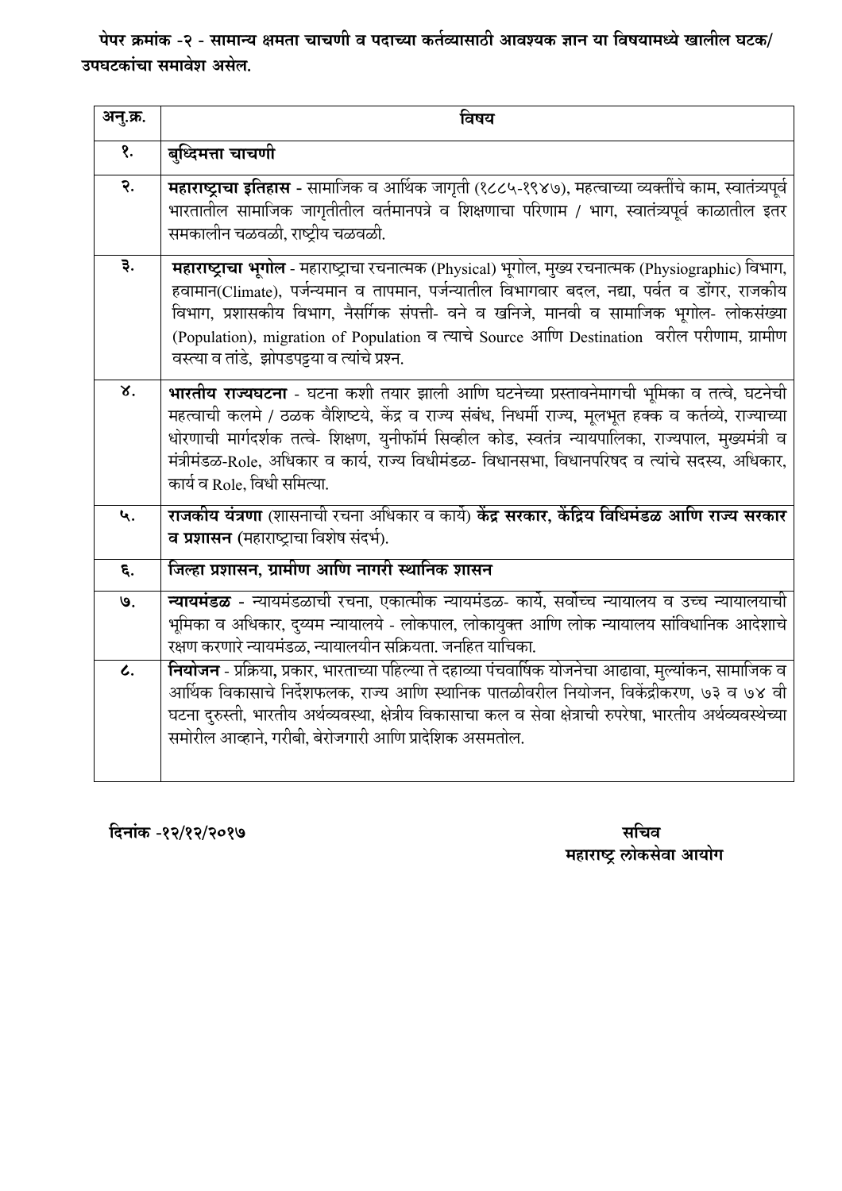**पेपर क्रमांक -२ - सामान्य क्षमता चाचणी व पदाच्या कर्तव्यासाठी आवश्यक ज्ञान या विषयामध्ये खालील घटक/ उपघटकांचा समावेश असेल.**

| अनु.क्र. | विषय |
|---|---|
| १. | **बुध्दिमत्ता चाचणी** |
| २. | **महाराष्ट्राचा इतिहास** - सामाजिक व आर्थिक जागृती (१८८५-१९४७), महत्वाच्या व्यक्तींचे काम, स्वातंत्र्यपूर्व भारतातील सामाजिक जागृतीतील वर्तमानपत्रे व शिक्षणाचा परिणाम / भाग, स्वातंत्र्यपूर्व काळातील इतर समकालीन चळवळी, राष्ट्रीय चळवळी. |
| ३. | **महाराष्ट्राचा भूगोल** - महाराष्ट्राचा रचनात्मक (Physical) भूगोल, मुख्य रचनात्मक (Physiographic) विभाग, हवामान(Climate), पर्जन्यमान व तापमान, पर्जन्यातील विभागवार बदल, नद्या, पर्वत व डोंगर, राजकीय विभाग, प्रशासकीय विभाग, नैसर्गिक संपत्ती- वने व खनिजे, मानवी व सामाजिक भूगोल- लोकसंख्या (Population), migration of Population व त्याचे Source आणि Destination वरील परीणाम, ग्रामीण वस्त्या व तांडे, झोपडपट्टया व त्यांचे प्रश्न. |
| ४. | **भारतीय राज्यघटना** - घटना कशी तयार झाली आणि घटनेच्या प्रस्तावनेमागची भूमिका व तत्वे, घटनेची महत्वाची कलमे / ठळक वैशिष्टये, केंद्र व राज्य संबंध, निधर्मी राज्य, मूलभूत हक्क व कर्तव्ये, राज्याच्या धोरणाची मार्गदर्शक तत्वे- शिक्षण, युनीफॉर्म सिव्हील कोड, स्वतंत्र न्यायपालिका, राज्यपाल, मुख्यमंत्री व मंत्रीमंडळ-Role, अधिकार व कार्य, राज्य विधीमंडळ- विधानसभा, विधानपरिषद व त्यांचे सदस्य, अधिकार, कार्य व Role, विधी समित्या. |
| ५. | **राजकीय यंत्रणा** (शासनाची रचना अधिकार व कार्ये) **केंद्र सरकार, केंद्रिय विधिमंडळ आणि राज्य सरकार व प्रशासन** (महाराष्ट्राचा विशेष संदर्भ). |
| ६. | **जिल्हा प्रशासन, ग्रामीण आणि नागरी स्थानिक शासन** |
| ७. | **न्यायमंडळ** - न्यायमंडळाची रचना, एकात्मीक न्यायमंडळ- कार्ये, सर्वोच्च न्यायालय व उच्च न्यायालयाची भूमिका व अधिकार, दुय्यम न्यायालये - लोकपाल, लोकायुक्त आणि लोक न्यायालय सांविधानिक आदेशाचे रक्षण करणारे न्यायमंडळ, न्यायालयीन सक्रियता. जनहित याचिका. |
| ८. | **नियोजन** - प्रक्रिया, प्रकार, भारताच्या पहिल्या ते दहाव्या पंचवार्षिक योजनेचा आढावा, मुल्यांकन, सामाजिक व आर्थिक विकासाचे निर्देशफलक, राज्य आणि स्थानिक पातळीवरील नियोजन, विकेंद्रीकरण, ७३ व ७४ वी घटना दुरुस्ती, भारतीय अर्थव्यवस्था, क्षेत्रीय विकासाचा कल व सेवा क्षेत्राची रुपरेषा, भारतीय अर्थव्यवस्थेच्या समोरील आव्हाने, गरीबी, बेरोजगारी आणि प्रादेशिक असमतोल. |

**दिनांक -१२/१२/२०१७**

**सचिव**
**महाराष्ट्र लोकसेवा आयोग**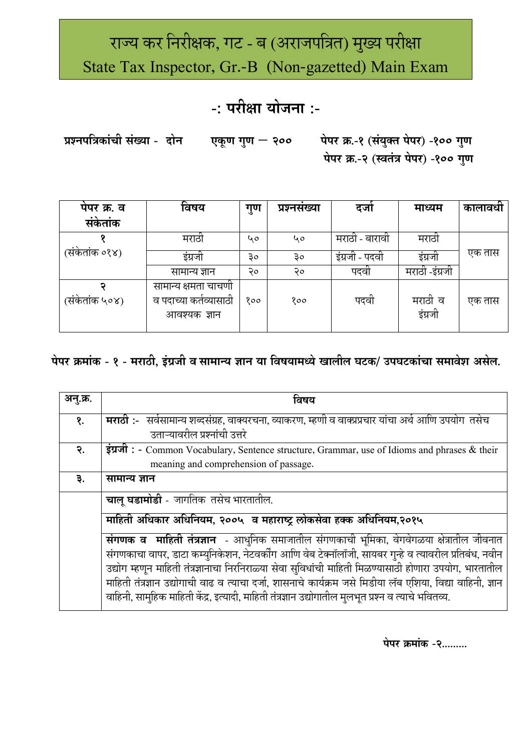# राज्य कर निरीक्षक, गट - ब (अराजपत्रित) मुख्य परीक्षा
# State Tax Inspector, Gr.-B (Non-gazetted) Main Exam

## -: परीक्षा योजना :-

**प्रश्नपत्रिकांची संख्या - दोन** **एकूण गुण — २००** **पेपर क्र.-१ (संयुक्त पेपर) -१०० गुण**
**पेपर क्र.-२ (स्वतंत्र पेपर) -१०० गुण**

| पेपर क्र. व संकेतांक | विषय | गुण | प्रश्नसंख्या | दर्जा | माध्यम | कालावधी |
|---|---|---|---|---|---|---|
| १ (संकेतांक ०१४) | मराठी | ५० | ५० | मराठी - बारावी | मराठी | एक तास |
| | इंग्रजी | ३० | ३० | इंग्रजी - पदवी | इंग्रजी | |
| | सामान्य ज्ञान | २० | २० | पदवी | मराठी -इंग्रजी | |
| २ (संकेतांक ५०४) | सामान्य क्षमता चाचणी व पदाच्या कर्तव्यासाठी आवश्यक ज्ञान | १०० | १०० | पदवी | मराठी व इंग्रजी | एक तास |

### पेपर क्रमांक - १ - मराठी, इंग्रजी व सामान्य ज्ञान या विषयामध्ये खालील घटक/ उपघटकांचा समावेश असेल.

| अनु.क्र. | विषय |
|---|---|
| १. | **मराठी** :- सर्वसामान्य शब्दसंग्रह, वाक्यरचना, व्याकरण, म्हणी व वाक्प्रचार यांचा अर्थ आणि उपयोग तसेच उताऱ्यावरील प्रश्नांची उत्तरे |
| २. | **इंग्रजी** : - Common Vocabulary, Sentence structure, Grammar, use of Idioms and phrases & their meaning and comprehension of passage. |
| ३. | **सामान्य ज्ञान** |
| | **चालू घडामोडी** - जागतिक तसेच भारतातील. |
| | **माहिती अधिकार अधिनियम, २००५ व महाराष्ट्र लोकसेवा हक्क अधिनियम,२०१५** |
| | **संगणक व माहिती तंत्रज्ञान** - आधुनिक समाजातील संगणकाची भूमिका, वेगवेगळया क्षेत्रातील जीवनात संगणकाचा वापर, डाटा कम्युनिकेशन, नेटवर्कींग आणि वेब टेक्नॉलॉजी, सायबर गुन्हे व त्यावरील प्रतिबंध, नवीन उद्योग म्हणून माहिती तंत्रज्ञानाचा निरनिराळ्या सेवा सुविधांची माहिती मिळण्यासाठी होणारा उपयोग, भारतातील माहिती तंत्रज्ञान उद्योगाची वाढ व त्याचा दर्जा, शासनाचे कार्यक्रम जसे मिडीया लॅब एशिया, विद्या वाहिनी, ज्ञान वाहिनी, सामुहिक माहिती केंद्र, इत्यादी, माहिती तंत्रज्ञान उद्योगातील मुलभूत प्रश्न व त्याचे भवितव्य. |

**पेपर क्रमांक -२.........**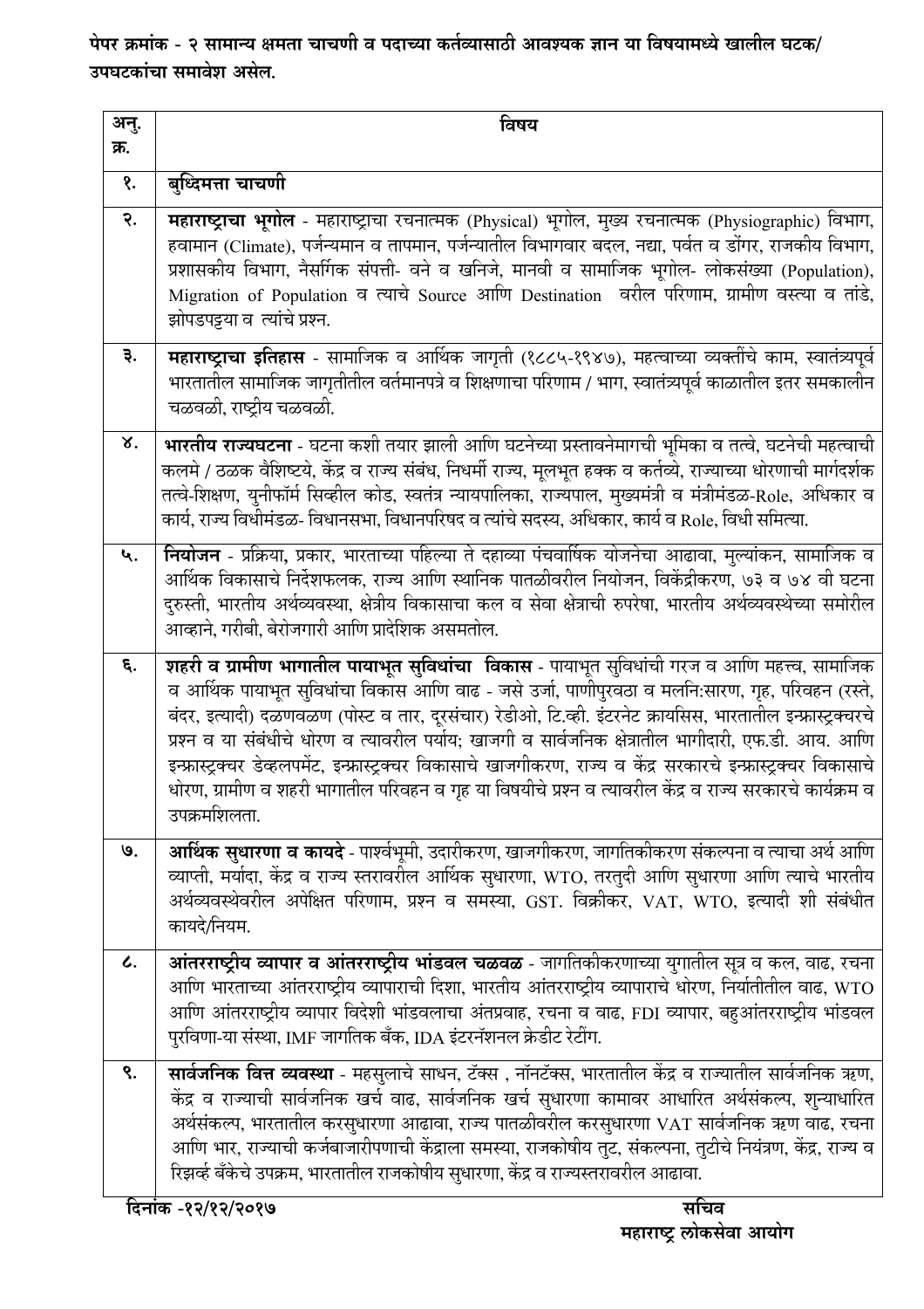**पेपर क्रमांक - २ सामान्य क्षमता चाचणी व पदाच्या कर्तव्यासाठी आवश्यक ज्ञान या विषयामध्ये खालील घटक/ उपघटकांचा समावेश असेल.**

| अनु. क्र. | विषय |
|---|---|
| १. | **बुध्दिमत्ता चाचणी** |
| २. | **महाराष्ट्राचा भूगोल** - महाराष्ट्राचा रचनात्मक (Physical) भूगोल, मुख्य रचनात्मक (Physiographic) विभाग, हवामान (Climate), पर्जन्यमान व तापमान, पर्जन्यातील विभागवार बदल, नद्या, पर्वत व डोंगर, राजकीय विभाग, प्रशासकीय विभाग, नैसर्गिक संपत्ती- वने व खनिजे, मानवी व सामाजिक भूगोल- लोकसंख्या (Population), Migration of Population व त्याचे Source आणि Destination वरील परिणाम, ग्रामीण वस्त्या व तांडे, झोपडपट्ट्या व त्यांचे प्रश्न. |
| ३. | **महाराष्ट्राचा इतिहास** - सामाजिक व आर्थिक जागृती (१८८५-१९४७), महत्वाच्या व्यक्तींचे काम, स्वातंत्र्यपूर्व भारतातील सामाजिक जागृतीतील वर्तमानपत्रे व शिक्षणाचा परिणाम / भाग, स्वातंत्र्यपूर्व काळातील इतर समकालीन चळवळी, राष्ट्रीय चळवळी. |
| ४. | **भारतीय राज्यघटना** - घटना कशी तयार झाली आणि घटनेच्या प्रस्तावनेमागची भूमिका व तत्वे, घटनेची महत्वाची कलमे / ठळक वैशिष्टये, केंद्र व राज्य संबंध, निधर्मी राज्य, मूलभूत हक्क व कर्तव्ये, राज्याच्या धोरणाची मार्गदर्शक तत्वे-शिक्षण, युनीफॉर्म सिव्हील कोड, स्वतंत्र न्यायपालिका, राज्यपाल, मुख्यमंत्री व मंत्रीमंडळ-Role, अधिकार व कार्य, राज्य विधीमंडळ- विधानसभा, विधानपरिषद व त्यांचे सदस्य, अधिकार, कार्य व Role, विधी समित्या. |
| ५. | **नियोजन** - प्रक्रिया, प्रकार, भारताच्या पहिल्या ते दहाव्या पंचवार्षिक योजनेचा आढावा, मुल्यांकन, सामाजिक व आर्थिक विकासाचे निर्देशफलक, राज्य आणि स्थानिक पातळीवरील नियोजन, विकेंद्रीकरण, ७३ व ७४ वी घटना दुरुस्ती, भारतीय अर्थव्यवस्था, क्षेत्रीय विकासाचा कल व सेवा क्षेत्राची रुपरेषा, भारतीय अर्थव्यवस्थेच्या समोरील आव्हाने, गरीबी, बेरोजगारी आणि प्रादेशिक असमतोल. |
| ६. | **शहरी व ग्रामीण भागातील पायाभूत सुविधांचा विकास** - पायाभूत सुविधांची गरज व आणि महत्त्व, सामाजिक व आर्थिक पायाभूत सुविधांचा विकास आणि वाढ - जसे उर्जा, पाणीपुरवठा व मलनि:सारण, गृह, परिवहन (रस्ते, बंदर, इत्यादी) दळणवळण (पोस्ट व तार, दूरसंचार) रेडीओ, टि.व्ही. इंटरनेट क्रायसिस, भारतातील इन्फ्रास्ट्रक्चरचे प्रश्न व या संबंधीचे धोरण व त्यावरील पर्याय; खाजगी व सार्वजनिक क्षेत्रातील भागीदारी, एफ.डी. आय. आणि इन्फ्रास्ट्रक्चर डेव्हलपमेंट, इन्फ्रास्ट्रक्चर विकासाचे खाजगीकरण, राज्य व केंद्र सरकारचे इन्फ्रास्ट्रक्चर विकासाचे धोरण, ग्रामीण व शहरी भागातील परिवहन व गृह या विषयीचे प्रश्न व त्यावरील केंद्र व राज्य सरकारचे कार्यक्रम व उपक्रमशिलता. |
| ७. | **आर्थिक सुधारणा व कायदे** - पार्श्वभूमी, उदारीकरण, खाजगीकरण, जागतिकीकरण संकल्पना व त्याचा अर्थ आणि व्याप्ती, मर्यादा, केंद्र व राज्य स्तरावरील आर्थिक सुधारणा, WTO, तरतुदी आणि सुधारणा आणि त्याचे भारतीय अर्थव्यवस्थेवरील अपेक्षित परिणाम, प्रश्न व समस्या, GST. विक्रीकर, VAT, WTO, इत्यादी शी संबंधीत कायदे/नियम. |
| ८. | **आंतरराष्ट्रीय व्यापार व आंतरराष्ट्रीय भांडवल चळवळ** - जागतिकीकरणाच्या युगातील सूत्र व कल, वाढ, रचना आणि भारताच्या आंतरराष्ट्रीय व्यापाराची दिशा, भारतीय आंतरराष्ट्रीय व्यापाराचे धोरण, निर्यातीतील वाढ, WTO आणि आंतरराष्ट्रीय व्यापार विदेशी भांडवलाचा अंतप्रवाह, रचना व वाढ, FDI व्यापार, बहुआंतरराष्ट्रीय भांडवल पुरविणा-या संस्था, IMF जागतिक बँक, IDA इंटरनॅशनल क्रेडीट रेटींग. |
| ९. | **सार्वजनिक वित्त व्यवस्था** - महसुलाचे साधन, टॅक्स , नॉनटॅक्स, भारतातील केंद्र व राज्यातील सार्वजनिक ऋण, केंद्र व राज्याची सार्वजनिक खर्च वाढ, सार्वजनिक खर्च सुधारणा कामावर आधारित अर्थसंकल्प, शुन्याधारित अर्थसंकल्प, भारतातील करसुधारणा आढावा, राज्य पातळीवरील करसुधारणा VAT सार्वजनिक ऋण वाढ, रचना आणि भार, राज्याची कर्जबाजारीपणाची केंद्राला समस्या, राजकोषीय तुट, संकल्पना, तुटीचे नियंत्रण, केंद्र, राज्य व रिझर्व्ह बँकेचे उपक्रम, भारतातील राजकोषीय सुधारणा, केंद्र व राज्यस्तरावरील आढावा. |

**दिनांक -१२/१२/२०१७**

**सचिव**
**महाराष्ट्र लोकसेवा आयोग**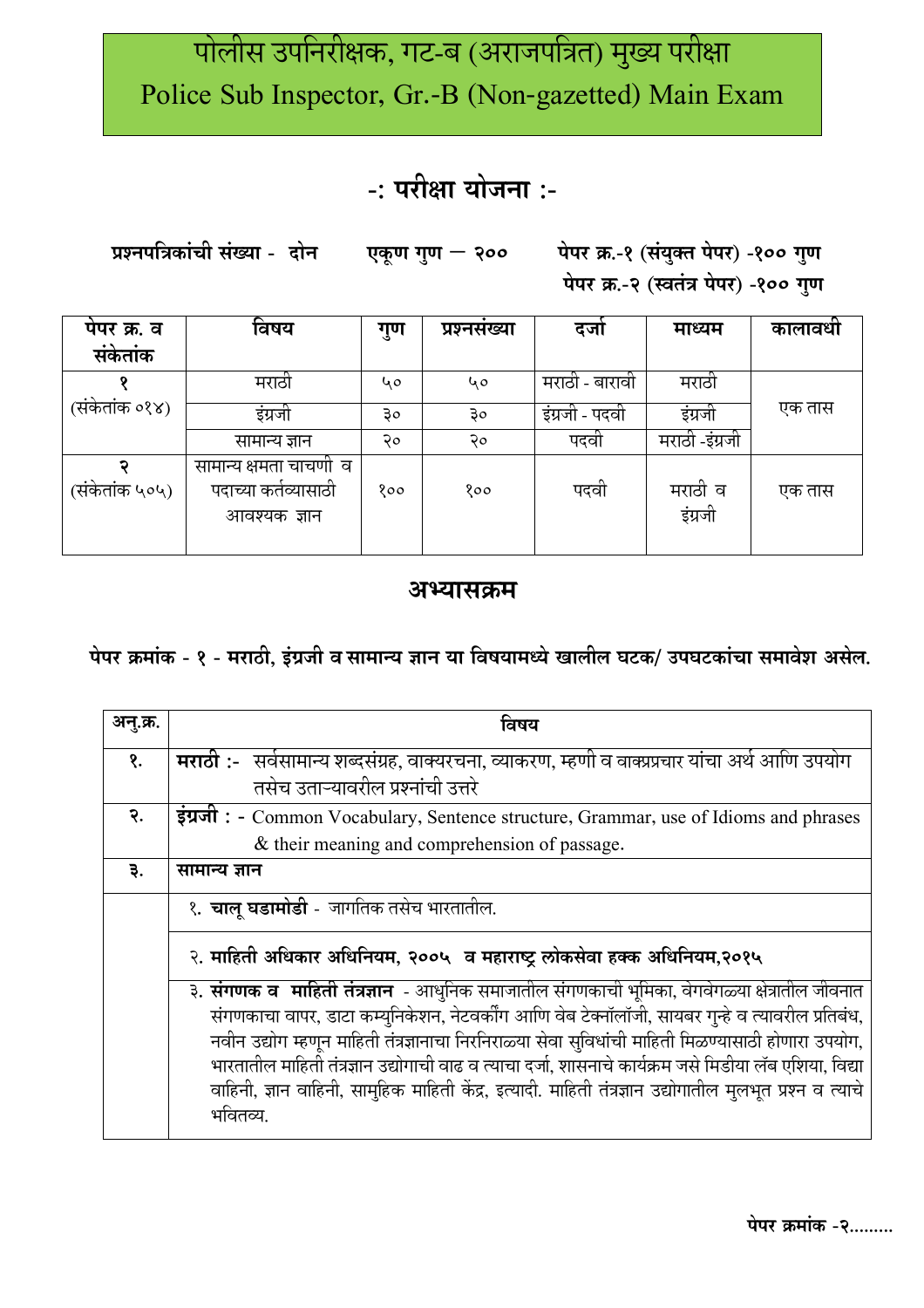# पोलीस उपनिरीक्षक, गट-ब (अराजपत्रित) मुख्य परीक्षा
# Police Sub Inspector, Gr.-B (Non-gazetted) Main Exam

## -: परीक्षा योजना :-

**प्रश्नपत्रिकांची संख्या - दोन** **एकूण गुण — २००** **पेपर क्र.-१ (संयुक्त पेपर) -१०० गुण**
**पेपर क्र.-२ (स्वतंत्र पेपर) -१०० गुण**

| पेपर क्र. व संकेतांक | विषय | गुण | प्रश्नसंख्या | दर्जा | माध्यम | कालावधी |
|---|---|---|---|---|---|---|
| १ (संकेतांक ०१४) | मराठी | ५० | ५० | मराठी - बारावी | मराठी | एक तास |
| | इंग्रजी | ३० | ३० | इंग्रजी - पदवी | इंग्रजी | |
| | सामान्य ज्ञान | २० | २० | पदवी | मराठी -इंग्रजी | |
| २ (संकेतांक ५०५) | सामान्य क्षमता चाचणी व पदाच्या कर्तव्यासाठी आवश्यक ज्ञान | १०० | १०० | पदवी | मराठी व इंग्रजी | एक तास |

## अभ्यासक्रम

**पेपर क्रमांक - १ - मराठी, इंग्रजी व सामान्य ज्ञान या विषयामध्ये खालील घटक/ उपघटकांचा समावेश असेल.**

| अनु.क्र. | विषय |
|---|---|
| १. | **मराठी** :- सर्वसामान्य शब्दसंग्रह, वाक्यरचना, व्याकरण, म्हणी व वाक्प्रचार यांचा अर्थ आणि उपयोग तसेच उताऱ्यावरील प्रश्नांची उत्तरे |
| २. | **इंग्रजी** : - Common Vocabulary, Sentence structure, Grammar, use of Idioms and phrases & their meaning and comprehension of passage. |
| ३. | **सामान्य ज्ञान** |
| | १. **चालू घडामोडी** - जागतिक तसेच भारतातील. |
| | २. **माहिती अधिकार अधिनियम, २००५ व महाराष्ट्र लोकसेवा हक्क अधिनियम,२०१५** |
| | ३. **संगणक व माहिती तंत्रज्ञान** - आधुनिक समाजातील संगणकाची भूमिका, वेगवेगळ्या क्षेत्रातील जीवनात संगणकाचा वापर, डाटा कम्युनिकेशन, नेटवर्कींग आणि वेब टेक्नॉलॉजी, सायबर गुन्हे व त्यावरील प्रतिबंध, नवीन उद्योग म्हणून माहिती तंत्रज्ञानाचा निरनिराळ्या सेवा सुविधांची माहिती मिळण्यासाठी होणारा उपयोग, भारतातील माहिती तंत्रज्ञान उद्योगाची वाढ व त्याचा दर्जा, शासनाचे कार्यक्रम जसे मिडीया लॅब एशिया, विद्या वाहिनी, ज्ञान वाहिनी, सामुहिक माहिती केंद्र, इत्यादी. माहिती तंत्रज्ञान उद्योगातील मुलभूत प्रश्न व त्याचे भवितव्य. |

**पेपर क्रमांक -२.........**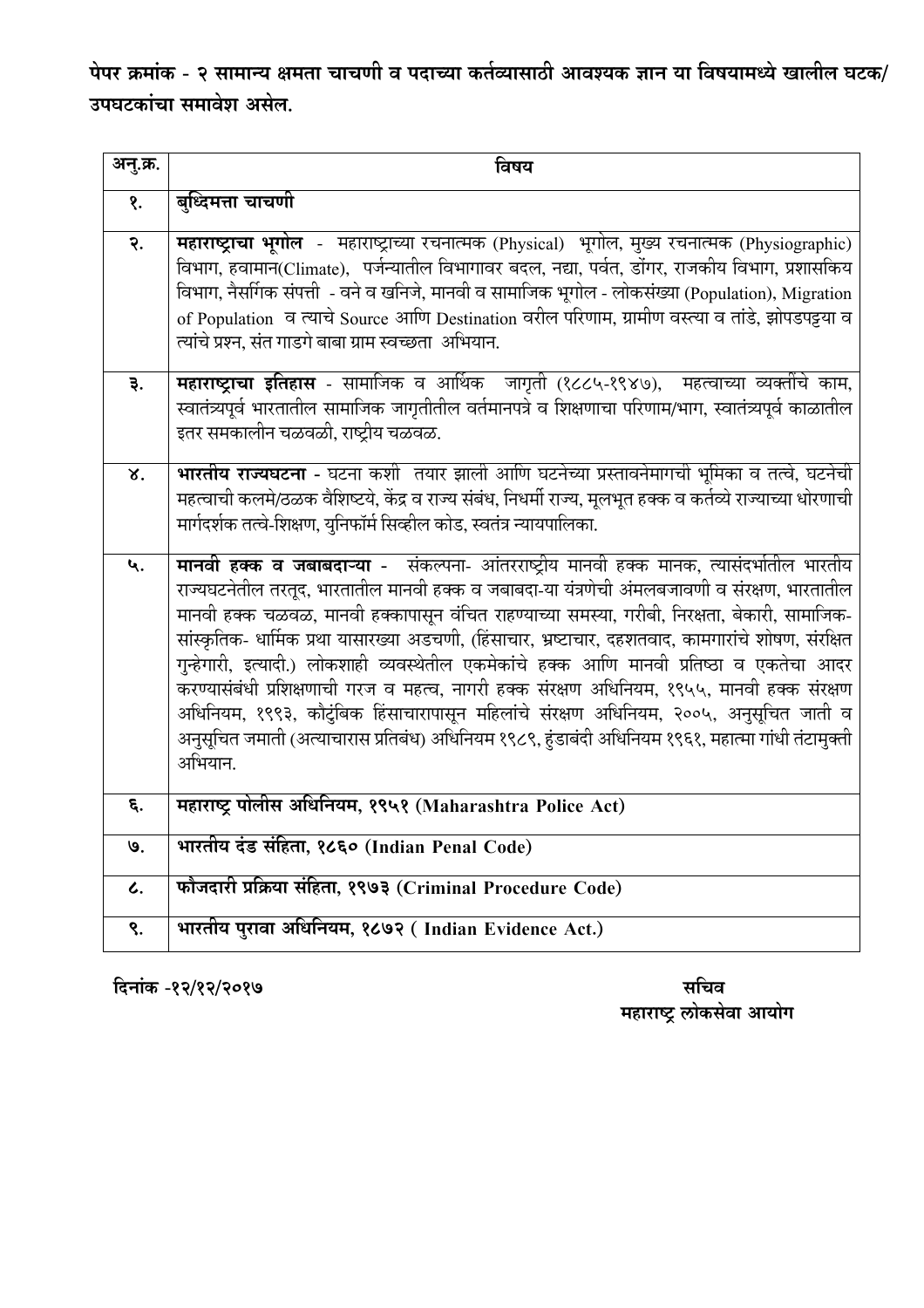**पेपर क्रमांक - २ सामान्य क्षमता चाचणी व पदाच्या कर्तव्यासाठी आवश्यक ज्ञान या विषयामध्ये खालील घटक/ उपघटकांचा समावेश असेल.**

| अनु.क्र. | विषय |
|---|---|
| १. | **बुध्दिमत्ता चाचणी** |
| २. | **महाराष्ट्राचा भूगोल** - महाराष्ट्राच्या रचनात्मक (Physical) भूगोल, मुख्य रचनात्मक (Physiographic) विभाग, हवामान(Climate), पर्जन्यातील विभागावर बदल, नद्या, पर्वत, डोंगर, राजकीय विभाग, प्रशासकिय विभाग, नैसर्गिक संपत्ती - वने व खनिजे, मानवी व सामाजिक भूगोल - लोकसंख्या (Population), Migration of Population व त्याचे Source आणि Destination वरील परिणाम, ग्रामीण वस्त्या व तांडे, झोपडपट्टया व त्यांचे प्रश्न, संत गाडगे बाबा ग्राम स्वच्छता अभियान. |
| ३. | **महाराष्ट्राचा इतिहास** - सामाजिक व आर्थिक जागृती (१८८५-१९४७), महत्वाच्या व्यक्तींचे काम, स्वातंत्र्यपूर्व भारतातील सामाजिक जागृतीतील वर्तमानपत्रे व शिक्षणाचा परिणाम/भाग, स्वातंत्र्यपूर्व काळातील इतर समकालीन चळवळी, राष्ट्रीय चळवळ. |
| ४. | **भारतीय राज्यघटना** - घटना कशी तयार झाली आणि घटनेच्या प्रस्तावनेमागची भूमिका व तत्वे, घटनेची महत्वाची कलमे/ठळक वैशिष्टये, केंद्र व राज्य संबंध, निधर्मी राज्य, मूलभूत हक्क व कर्तव्ये राज्याच्या धोरणाची मार्गदर्शक तत्वे-शिक्षण, युनिफॉर्म सिव्हील कोड, स्वतंत्र न्यायपालिका. |
| ५. | **मानवी हक्क व जबाबदाऱ्या** - संकल्पना- आंतरराष्ट्रीय मानवी हक्क मानक, त्यासंदर्भातील भारतीय राज्यघटनेतील तरतूद, भारतातील मानवी हक्क व जबाबदा-या यंत्रणेची अंमलबजावणी व संरक्षण, भारतातील मानवी हक्क चळवळ, मानवी हक्कापासून वंचित राहण्याच्या समस्या, गरीबी, निरक्षता, बेकारी, सामाजिक-सांस्कृतिक- धार्मिक प्रथा यासारख्या अडचणी, (हिंसाचार, भ्रष्टाचार, दहशतवाद, कामगारांचे शोषण, संरक्षित गुन्हेगारी, इत्यादी.) लोकशाही व्यवस्थेतील एकमेकांचे हक्क आणि मानवी प्रतिष्ठा व एकतेचा आदर करण्यासंबंधी प्रशिक्षणाची गरज व महत्व, नागरी हक्क संरक्षण अधिनियम, १९५५, मानवी हक्क संरक्षण अधिनियम, १९९३, कौटुंबिक हिंसाचारापासून महिलांचे संरक्षण अधिनियम, २००५, अनुसूचित जाती व अनुसूचित जमाती (अत्याचारास प्रतिबंध) अधिनियम १९८९, हुंडाबंदी अधिनियम १९६१, महात्मा गांधी तंटामुक्ती अभियान. |
| ६. | **महाराष्ट्र पोलीस अधिनियम, १९५१ (Maharashtra Police Act)** |
| ७. | **भारतीय दंड संहिता, १८६० (Indian Penal Code)** |
| ८. | **फौजदारी प्रक्रिया संहिता, १९७३ (Criminal Procedure Code)** |
| ९. | **भारतीय पुरावा अधिनियम, १८७२ ( Indian Evidence Act.)** |

**दिनांक -१२/१२/२०१७**

**सचिव**
**महाराष्ट्र लोकसेवा आयोग**